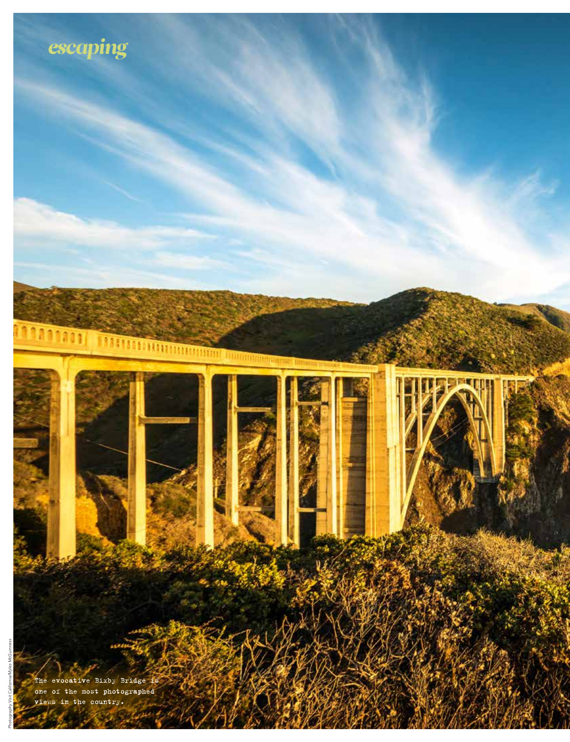escaping

The evocative Bixby Bridge is one of the most photographed views in the country.

Photography Visit California/Myles McGuinness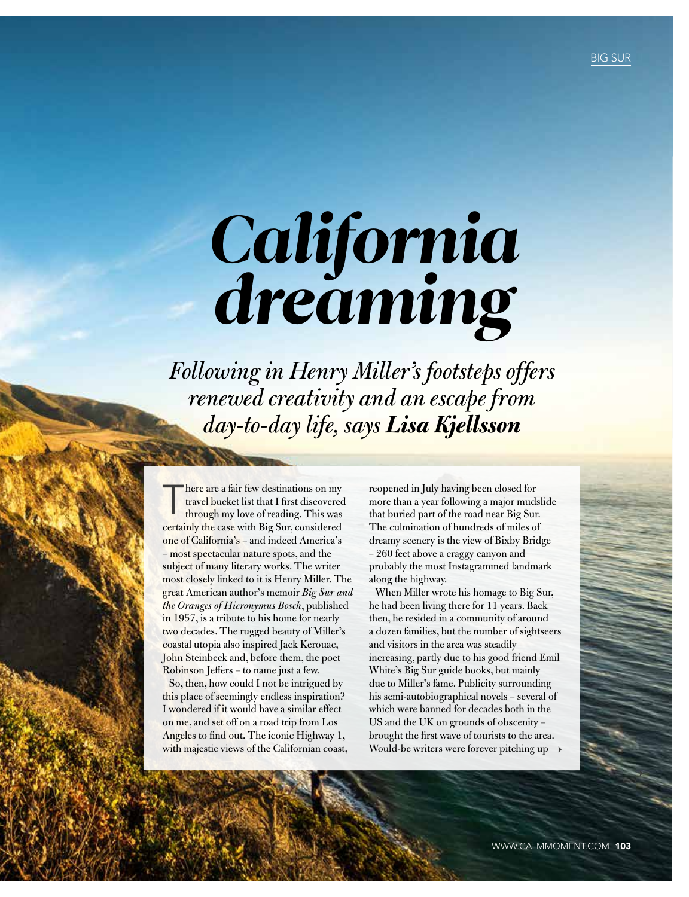# *California dreaming*

*Following in Henry Miller's footsteps offers renewed creativity and an escape from day-to-day life, says **Lisa Kjellsson***

There are a fair few destinations on my travel bucket list that I first discovered through my love of reading. This was certainly the case with Big Sur, considered one of California's – and indeed America's – most spectacular nature spots, and the subject of many literary works. The writer most closely linked to it is Henry Miller. The great American author's memoir *Big Sur and the Oranges of Hieronymus Bosch*, published in 1957, is a tribute to his home for nearly two decades. The rugged beauty of Miller's coastal utopia also inspired Jack Kerouac, John Steinbeck and, before them, the poet Robinson Jeffers – to name just a few.

So, then, how could I not be intrigued by this place of seemingly endless inspiration? I wondered if it would have a similar effect on me, and set off on a road trip from Los Angeles to find out. The iconic Highway 1, with majestic views of the Californian coast, reopened in July having been closed for more than a year following a major mudslide that buried part of the road near Big Sur. The culmination of hundreds of miles of dreamy scenery is the view of Bixby Bridge – 260 feet above a craggy canyon and probably the most Instagrammed landmark along the highway.

When Miller wrote his homage to Big Sur, he had been living there for 11 years. Back then, he resided in a community of around a dozen families, but the number of sightseers and visitors in the area was steadily increasing, partly due to his good friend Emil White's Big Sur guide books, but mainly due to Miller's fame. Publicity surrounding his semi-autobiographical novels – several of which were banned for decades both in the US and the UK on grounds of obscenity – brought the first wave of tourists to the area. Would-be writers were forever pitching up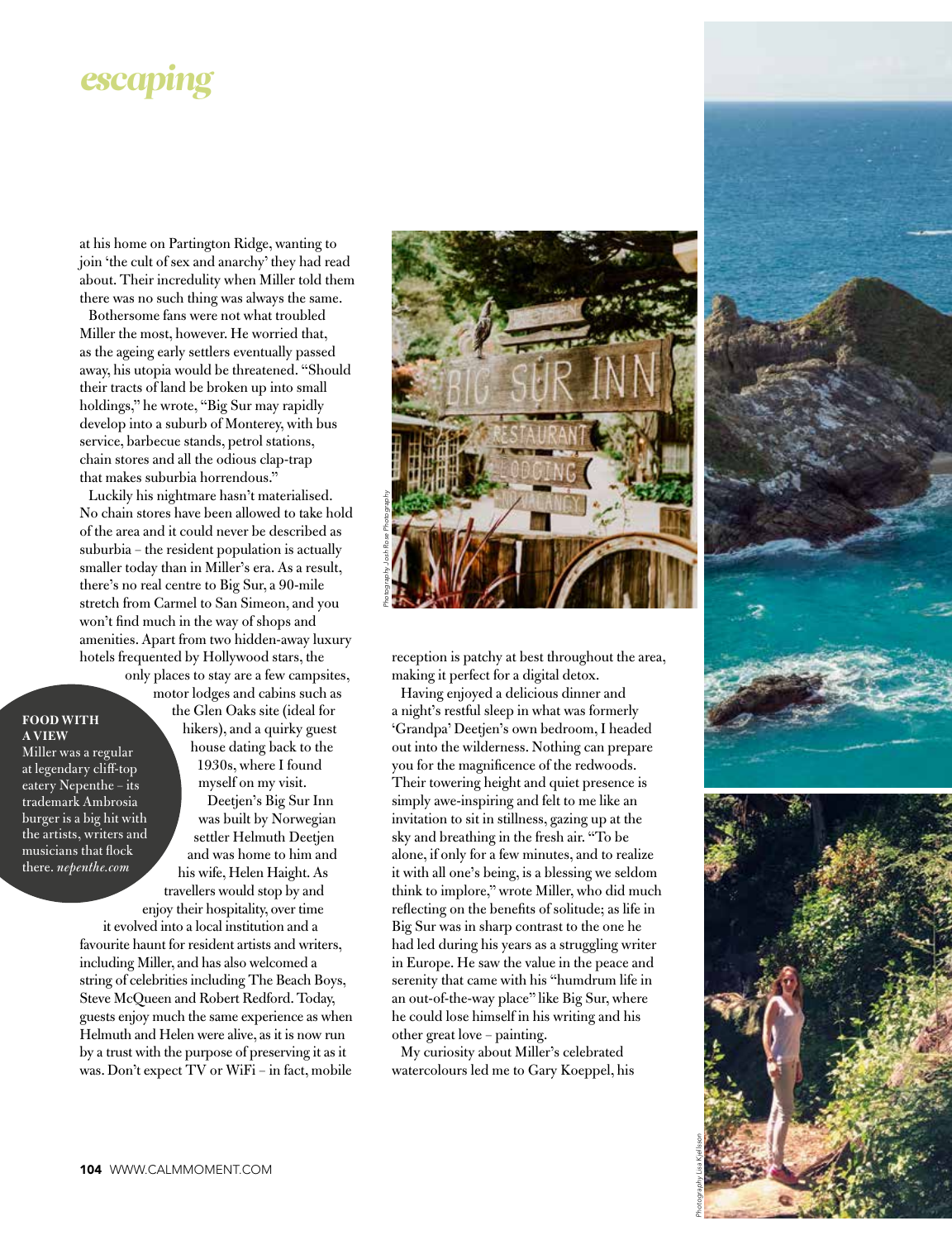at his home on Partington Ridge, wanting to join 'the cult of sex and anarchy' they had read about. Their incredulity when Miller told them there was no such thing was always the same.

Bothersome fans were not what troubled Miller the most, however. He worried that, as the ageing early settlers eventually passed away, his utopia would be threatened. "Should their tracts of land be broken up into small holdings," he wrote, "Big Sur may rapidly develop into a suburb of Monterey, with bus service, barbecue stands, petrol stations, chain stores and all the odious clap-trap that makes suburbia horrendous."

Luckily his nightmare hasn't materialised. No chain stores have been allowed to take hold of the area and it could never be described as suburbia – the resident population is actually smaller today than in Miller's era. As a result, there's no real centre to Big Sur, a 90-mile stretch from Carmel to San Simeon, and you won't find much in the way of shops and amenities. Apart from two hidden-away luxury hotels frequented by Hollywood stars, the only places to stay are a few campsites, motor lodges and cabins such as the Glen Oaks site (ideal for hikers), and a quirky guest house dating back to the 1930s, where I found myself on my visit.

**FOOD WITH A VIEW**
Miller was a regular at legendary cliff-top eatery Nepenthe – its trademark Ambrosia burger is a big hit with the artists, writers and musicians that flock there. *nepenthe.com*

Deetjen's Big Sur Inn was built by Norwegian settler Helmuth Deetjen and was home to him and his wife, Helen Haight. As travellers would stop by and enjoy their hospitality, over time it evolved into a local institution and a favourite haunt for resident artists and writers, including Miller, and has also welcomed a string of celebrities including The Beach Boys, Steve McQueen and Robert Redford. Today, guests enjoy much the same experience as when Helmuth and Helen were alive, as it is now run by a trust with the purpose of preserving it as it was. Don't expect TV or WiFi – in fact, mobile reception is patchy at best throughout the area, making it perfect for a digital detox.

Photography Josh Rose Photography

Having enjoyed a delicious dinner and a night's restful sleep in what was formerly 'Grandpa' Deetjen's own bedroom, I headed out into the wilderness. Nothing can prepare you for the magnificence of the redwoods. Their towering height and quiet presence is simply awe-inspiring and felt to me like an invitation to sit in stillness, gazing up at the sky and breathing in the fresh air. "To be alone, if only for a few minutes, and to realize it with all one's being, is a blessing we seldom think to implore," wrote Miller, who did much reflecting on the benefits of solitude; as life in Big Sur was in sharp contrast to the one he had led during his years as a struggling writer in Europe. He saw the value in the peace and serenity that came with his "humdrum life in an out-of-the-way place" like Big Sur, where he could lose himself in his writing and his other great love – painting.

My curiosity about Miller's celebrated watercolours led me to Gary Koeppel, his

Photography Lisa Kjellsson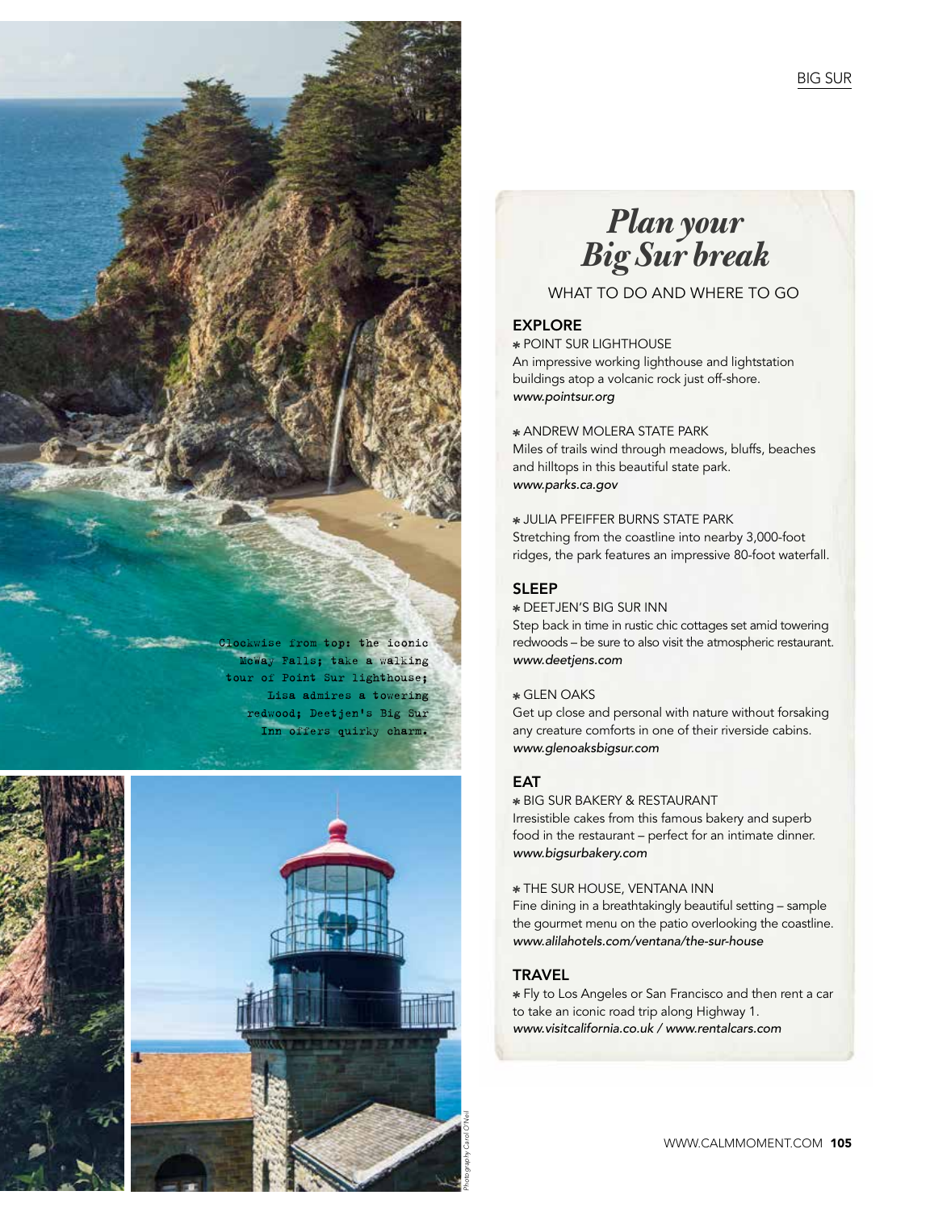Clockwise from top: the iconic McWay Falls; take a walking tour of Point Sur lighthouse; Lisa admires a towering redwood; Deetjen's Big Sur Inn offers quirky charm.

# *Plan your Big Sur break*

WHAT TO DO AND WHERE TO GO

## EXPLORE

* POINT SUR LIGHTHOUSE
An impressive working lighthouse and lightstation buildings atop a volcanic rock just off-shore.
*www.pointsur.org*

* ANDREW MOLERA STATE PARK
Miles of trails wind through meadows, bluffs, beaches and hilltops in this beautiful state park.
*www.parks.ca.gov*

* JULIA PFEIFFER BURNS STATE PARK
Stretching from the coastline into nearby 3,000-foot ridges, the park features an impressive 80-foot waterfall.

## SLEEP

* DEETJEN'S BIG SUR INN
Step back in time in rustic chic cottages set amid towering redwoods – be sure to also visit the atmospheric restaurant.
*www.deetjens.com*

* GLEN OAKS
Get up close and personal with nature without forsaking any creature comforts in one of their riverside cabins.
*www.glenoaksbigsur.com*

## EAT

* BIG SUR BAKERY & RESTAURANT
Irresistible cakes from this famous bakery and superb food in the restaurant – perfect for an intimate dinner.
*www.bigsurbakery.com*

* THE SUR HOUSE, VENTANA INN
Fine dining in a breathtakingly beautiful setting – sample the gourmet menu on the patio overlooking the coastline.
*www.alilahotels.com/ventana/the-sur-house*

## TRAVEL

* Fly to Los Angeles or San Francisco and then rent a car to take an iconic road trip along Highway 1.
*www.visitcalifornia.co.uk / www.rentalcars.com*

Photography Carol O'Neil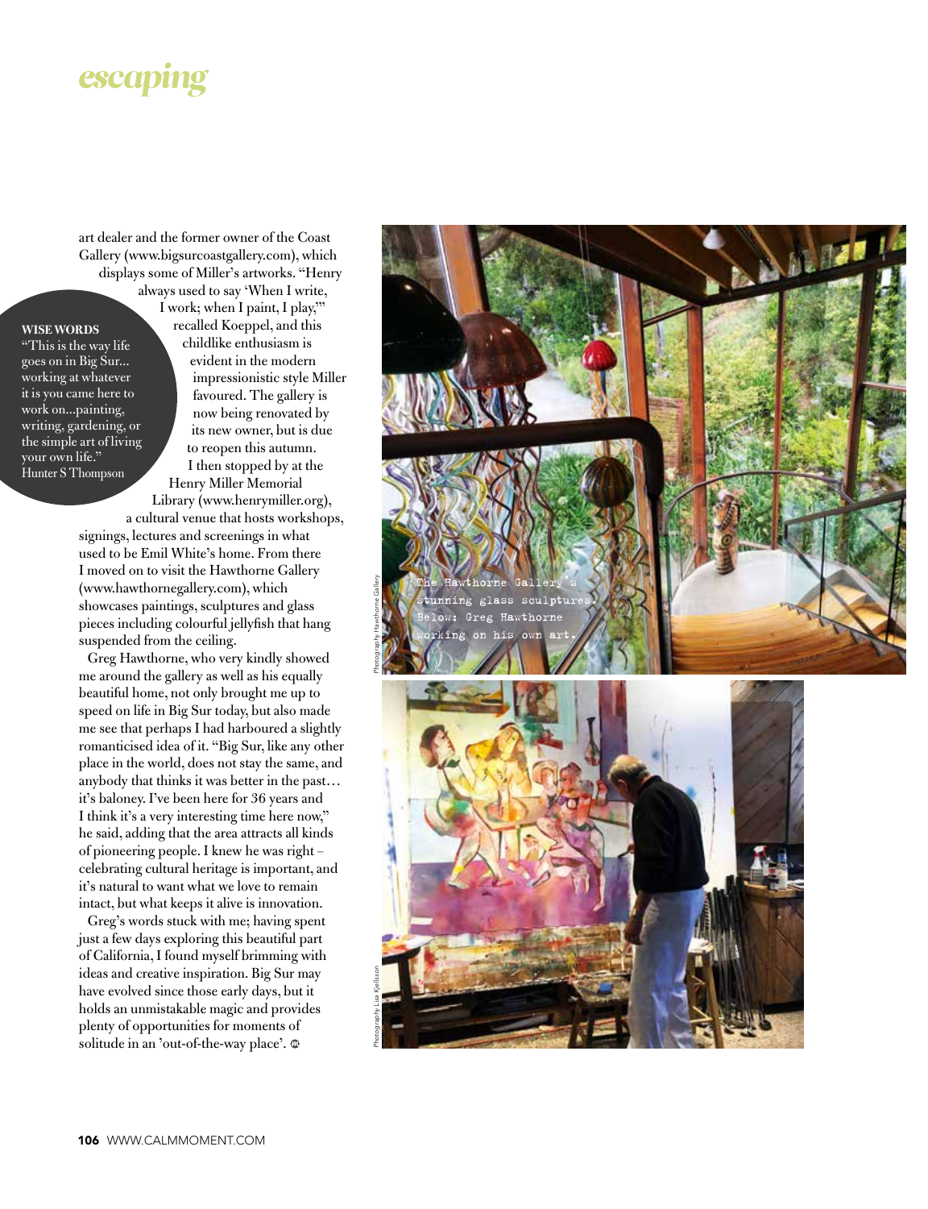art dealer and the former owner of the Coast Gallery (www.bigsurcoastgallery.com), which displays some of Miller's artworks. "Henry always used to say 'When I write, I work; when I paint, I play,'" recalled Koeppel, and this childlike enthusiasm is evident in the modern impressionistic style Miller favoured. The gallery is now being renovated by its new owner, but is due to reopen this autumn.

I then stopped by at the Henry Miller Memorial Library (www.henrymiller.org), a cultural venue that hosts workshops, signings, lectures and screenings in what used to be Emil White's home. From there I moved on to visit the Hawthorne Gallery (www.hawthornegallery.com), which showcases paintings, sculptures and glass pieces including colourful jellyfish that hang suspended from the ceiling.

**WISE WORDS**
"This is the way life goes on in Big Sur... working at whatever it is you came here to work on...painting, writing, gardening, or the simple art of living your own life."
Hunter S Thompson

Greg Hawthorne, who very kindly showed me around the gallery as well as his equally beautiful home, not only brought me up to speed on life in Big Sur today, but also made me see that perhaps I had harboured a slightly romanticised idea of it. "Big Sur, like any other place in the world, does not stay the same, and anybody that thinks it was better in the past… it's baloney. I've been here for 36 years and I think it's a very interesting time here now," he said, adding that the area attracts all kinds of pioneering people. I knew he was right – celebrating cultural heritage is important, and it's natural to want what we love to remain intact, but what keeps it alive is innovation.

Greg's words stuck with me; having spent just a few days exploring this beautiful part of California, I found myself brimming with ideas and creative inspiration. Big Sur may have evolved since those early days, but it holds an unmistakable magic and provides plenty of opportunities for moments of solitude in an 'out-of-the-way place'.

The Hawthorne Gallery's stunning glass sculptures. Below: Greg Hawthorne working on his own art.

Photography Hawthorne Gallery

Photography Lisa Kjellsson